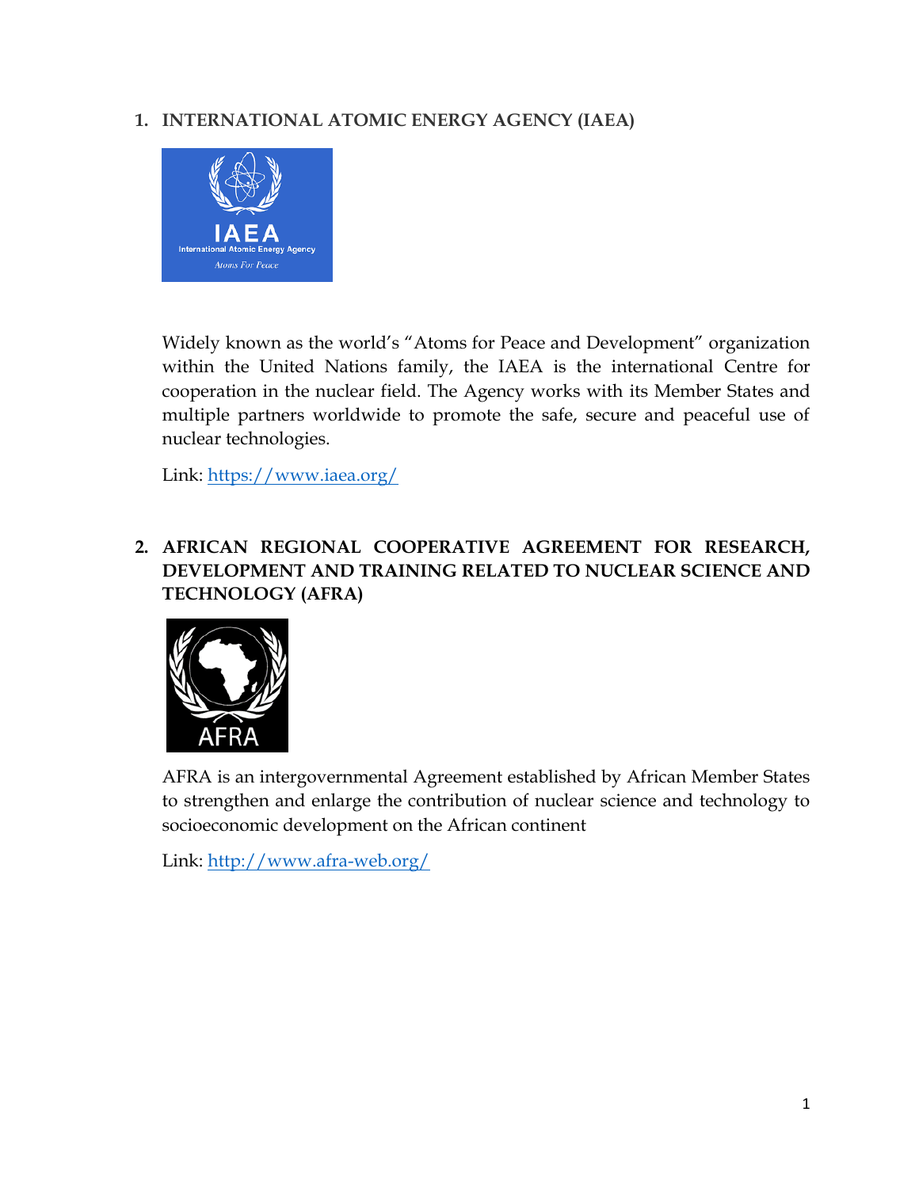## 1. INTERNATIONAL ATOMIC ENERGY AGENCY (IAEA)

Widely known as the world's "Atoms for Peace and Development" organization within the United Nations family, the IAEA is the international Centre for cooperation in the nuclear field. The Agency works with its Member States and multiple partners worldwide to promote the safe, secure and peaceful use of nuclear technologies.

Link: https://www.iaea.org/

## 2. AFRICAN REGIONAL COOPERATIVE AGREEMENT FOR RESEARCH, DEVELOPMENT AND TRAINING RELATED TO NUCLEAR SCIENCE AND TECHNOLOGY (AFRA)

AFRA is an intergovernmental Agreement established by African Member States to strengthen and enlarge the contribution of nuclear science and technology to socioeconomic development on the African continent

Link: http://www.afra-web.org/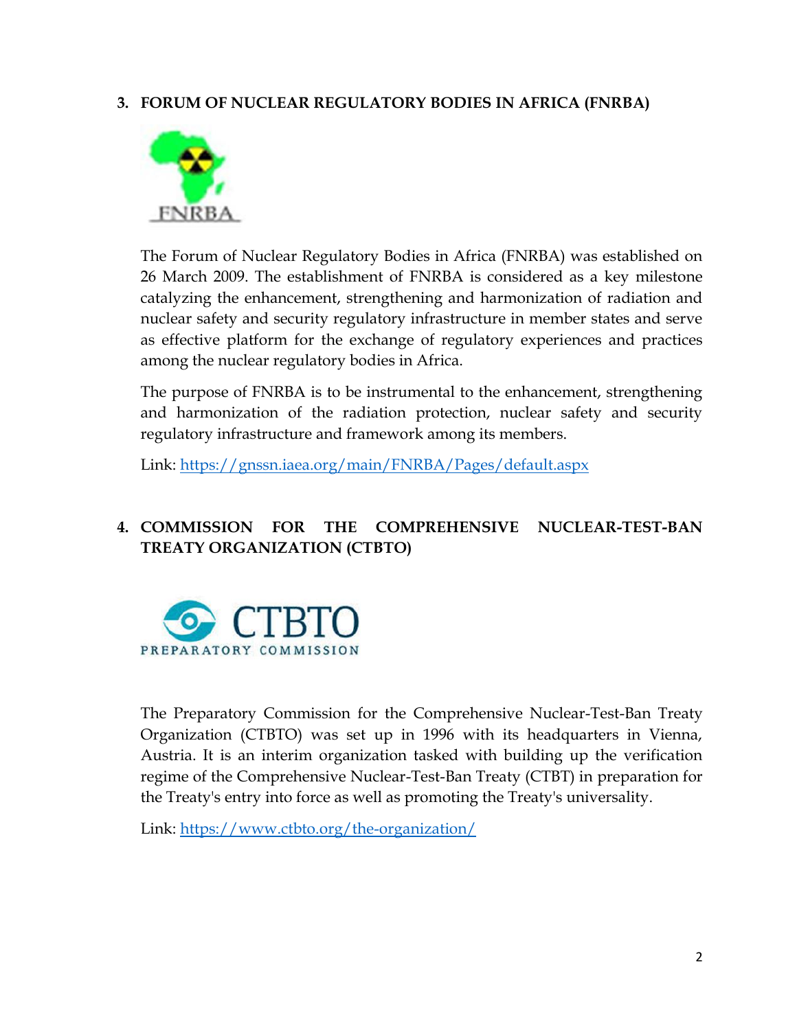## 3. FORUM OF NUCLEAR REGULATORY BODIES IN AFRICA (FNRBA)

The Forum of Nuclear Regulatory Bodies in Africa (FNRBA) was established on 26 March 2009. The establishment of FNRBA is considered as a key milestone catalyzing the enhancement, strengthening and harmonization of radiation and nuclear safety and security regulatory infrastructure in member states and serve as effective platform for the exchange of regulatory experiences and practices among the nuclear regulatory bodies in Africa.

The purpose of FNRBA is to be instrumental to the enhancement, strengthening and harmonization of the radiation protection, nuclear safety and security regulatory infrastructure and framework among its members.

Link: https://gnssn.iaea.org/main/FNRBA/Pages/default.aspx

## 4. COMMISSION FOR THE COMPREHENSIVE NUCLEAR-TEST-BAN TREATY ORGANIZATION (CTBTO)

The Preparatory Commission for the Comprehensive Nuclear-Test-Ban Treaty Organization (CTBTO) was set up in 1996 with its headquarters in Vienna, Austria. It is an interim organization tasked with building up the verification regime of the Comprehensive Nuclear-Test-Ban Treaty (CTBT) in preparation for the Treaty's entry into force as well as promoting the Treaty's universality.

Link: https://www.ctbto.org/the-organization/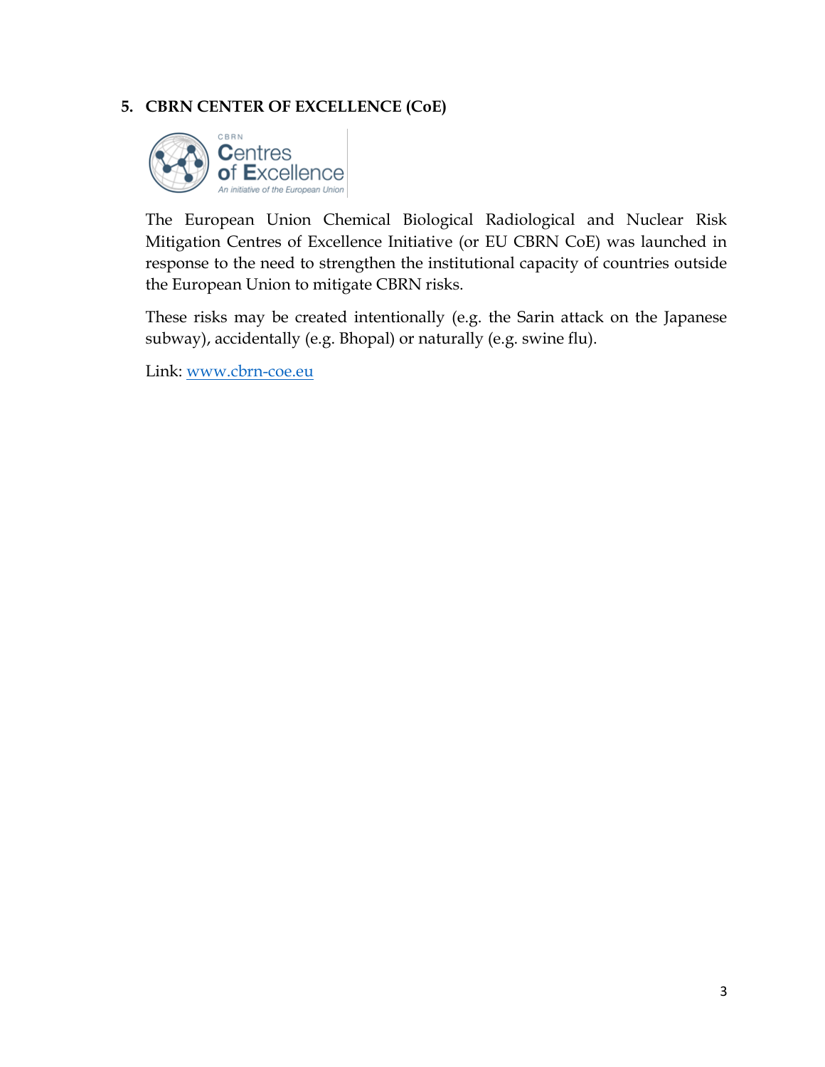## 5. CBRN CENTER OF EXCELLENCE (CoE)

The European Union Chemical Biological Radiological and Nuclear Risk Mitigation Centres of Excellence Initiative (or EU CBRN CoE) was launched in response to the need to strengthen the institutional capacity of countries outside the European Union to mitigate CBRN risks.

These risks may be created intentionally (e.g. the Sarin attack on the Japanese subway), accidentally (e.g. Bhopal) or naturally (e.g. swine flu).

Link: [www.cbrn-coe.eu](http://www.cbrn-coe.eu)